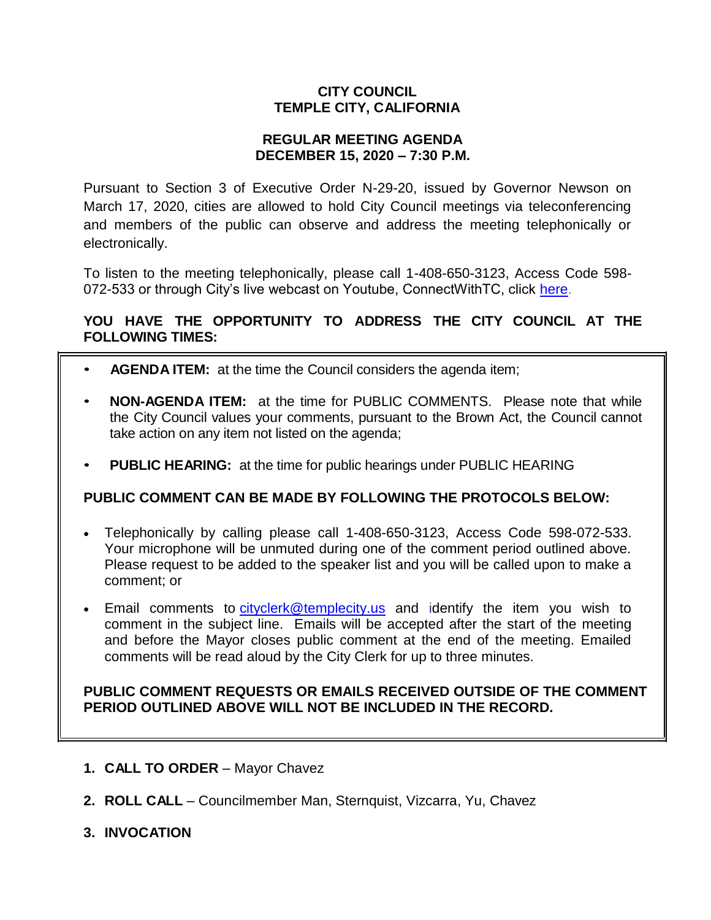# CITY COUNCIL
# TEMPLE CITY, CALIFORNIA

## REGULAR MEETING AGENDA
## DECEMBER 15, 2020 – 7:30 P.M.

Pursuant to Section 3 of Executive Order N-29-20, issued by Governor Newson on March 17, 2020, cities are allowed to hold City Council meetings via teleconferencing and members of the public can observe and address the meeting telephonically or electronically.

To listen to the meeting telephonically, please call 1-408-650-3123, Access Code 598-072-533 or through City's live webcast on Youtube, ConnectWithTC, click here.

**YOU HAVE THE OPPORTUNITY TO ADDRESS THE CITY COUNCIL AT THE FOLLOWING TIMES:**

- **AGENDA ITEM:** at the time the Council considers the agenda item;
- **NON-AGENDA ITEM:** at the time for PUBLIC COMMENTS. Please note that while the City Council values your comments, pursuant to the Brown Act, the Council cannot take action on any item not listed on the agenda;
- **PUBLIC HEARING:** at the time for public hearings under PUBLIC HEARING

**PUBLIC COMMENT CAN BE MADE BY FOLLOWING THE PROTOCOLS BELOW:**

- Telephonically by calling please call 1-408-650-3123, Access Code 598-072-533. Your microphone will be unmuted during one of the comment period outlined above. Please request to be added to the speaker list and you will be called upon to make a comment; or
- Email comments to cityclerk@templecity.us and identify the item you wish to comment in the subject line. Emails will be accepted after the start of the meeting and before the Mayor closes public comment at the end of the meeting. Emailed comments will be read aloud by the City Clerk for up to three minutes.

**PUBLIC COMMENT REQUESTS OR EMAILS RECEIVED OUTSIDE OF THE COMMENT PERIOD OUTLINED ABOVE WILL NOT BE INCLUDED IN THE RECORD.**

1. **CALL TO ORDER** – Mayor Chavez
2. **ROLL CALL** – Councilmember Man, Sternquist, Vizcarra, Yu, Chavez
3. **INVOCATION**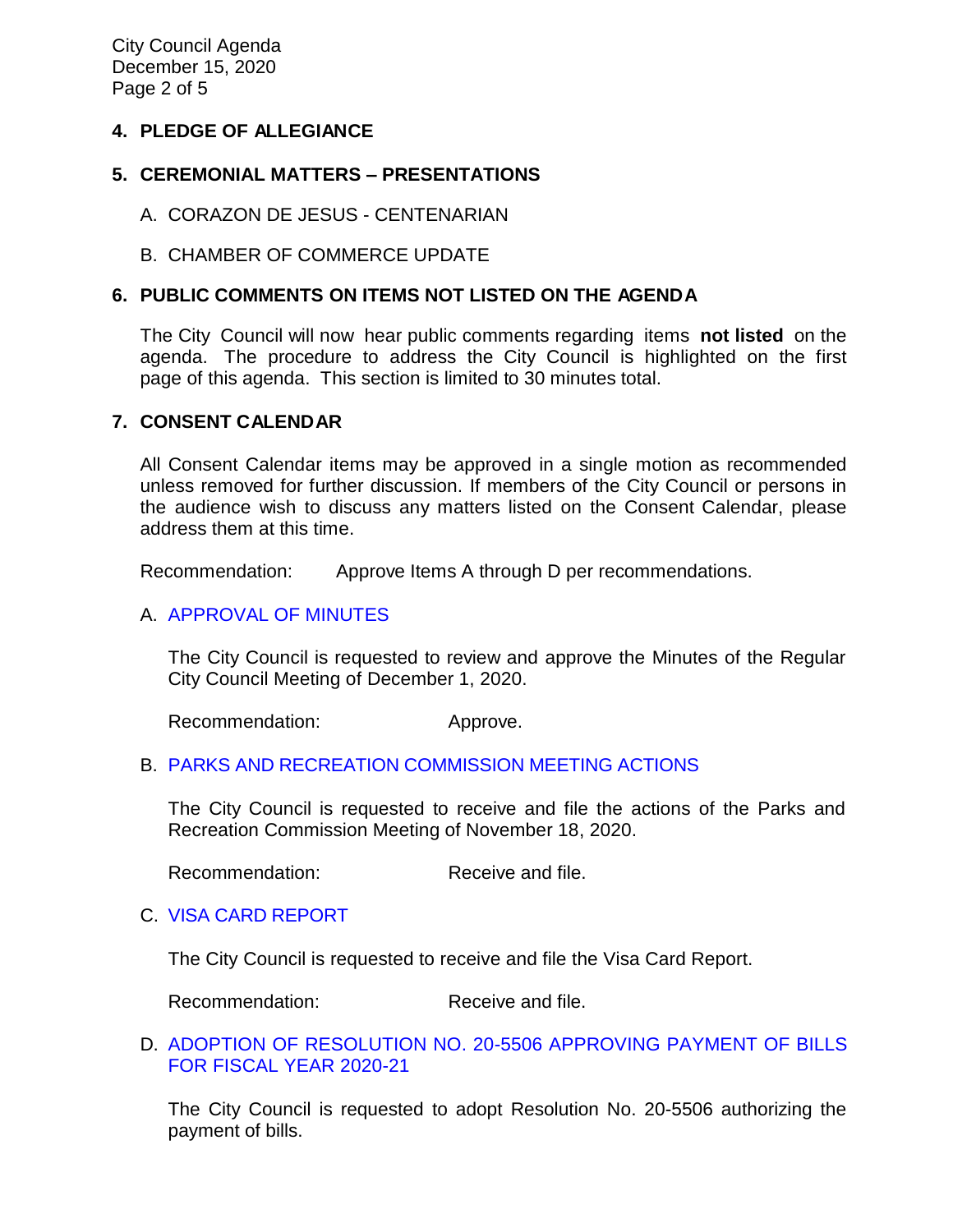## 4. PLEDGE OF ALLEGIANCE

## 5. CEREMONIAL MATTERS – PRESENTATIONS

A. CORAZON DE JESUS - CENTENARIAN

B. CHAMBER OF COMMERCE UPDATE

## 6. PUBLIC COMMENTS ON ITEMS NOT LISTED ON THE AGENDA

The City Council will now hear public comments regarding items **not listed** on the agenda. The procedure to address the City Council is highlighted on the first page of this agenda. This section is limited to 30 minutes total.

## 7. CONSENT CALENDAR

All Consent Calendar items may be approved in a single motion as recommended unless removed for further discussion. If members of the City Council or persons in the audience wish to discuss any matters listed on the Consent Calendar, please address them at this time.

Recommendation: Approve Items A through D per recommendations.

A. APPROVAL OF MINUTES

The City Council is requested to review and approve the Minutes of the Regular City Council Meeting of December 1, 2020.

Recommendation: Approve.

B. PARKS AND RECREATION COMMISSION MEETING ACTIONS

The City Council is requested to receive and file the actions of the Parks and Recreation Commission Meeting of November 18, 2020.

Recommendation: Receive and file.

C. VISA CARD REPORT

The City Council is requested to receive and file the Visa Card Report.

Recommendation: Receive and file.

D. ADOPTION OF RESOLUTION NO. 20-5506 APPROVING PAYMENT OF BILLS FOR FISCAL YEAR 2020-21

The City Council is requested to adopt Resolution No. 20-5506 authorizing the payment of bills.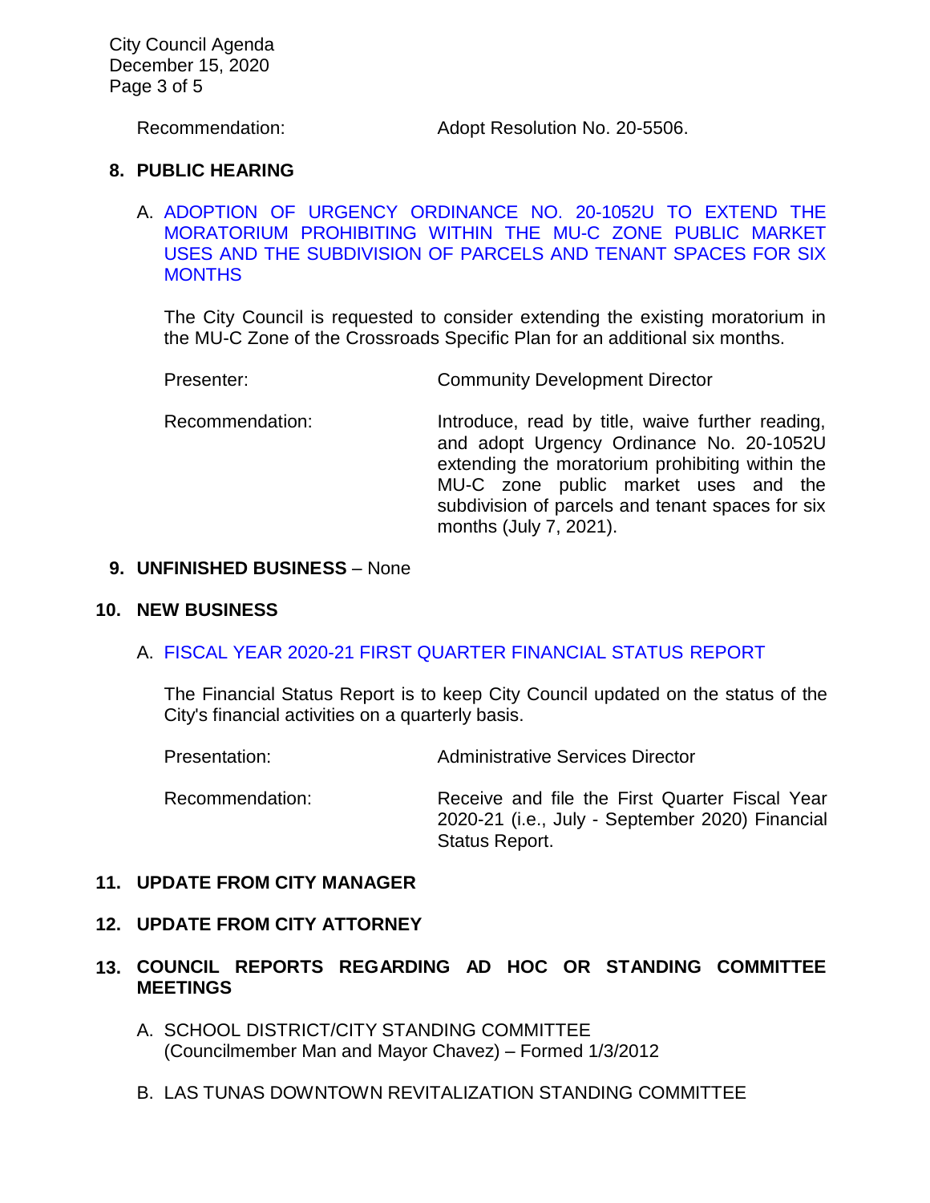Recommendation: Adopt Resolution No. 20-5506.

## 8. PUBLIC HEARING

A. ADOPTION OF URGENCY ORDINANCE NO. 20-1052U TO EXTEND THE MORATORIUM PROHIBITING WITHIN THE MU-C ZONE PUBLIC MARKET USES AND THE SUBDIVISION OF PARCELS AND TENANT SPACES FOR SIX MONTHS

The City Council is requested to consider extending the existing moratorium in the MU-C Zone of the Crossroads Specific Plan for an additional six months.

Presenter: Community Development Director

Recommendation: Introduce, read by title, waive further reading, and adopt Urgency Ordinance No. 20-1052U extending the moratorium prohibiting within the MU-C zone public market uses and the subdivision of parcels and tenant spaces for six months (July 7, 2021).

## 9. UNFINISHED BUSINESS – None

## 10. NEW BUSINESS

A. FISCAL YEAR 2020-21 FIRST QUARTER FINANCIAL STATUS REPORT

The Financial Status Report is to keep City Council updated on the status of the City's financial activities on a quarterly basis.

Presentation: Administrative Services Director

Recommendation: Receive and file the First Quarter Fiscal Year 2020-21 (i.e., July - September 2020) Financial Status Report.

## 11. UPDATE FROM CITY MANAGER

## 12. UPDATE FROM CITY ATTORNEY

## 13. COUNCIL REPORTS REGARDING AD HOC OR STANDING COMMITTEE MEETINGS

A. SCHOOL DISTRICT/CITY STANDING COMMITTEE
(Councilmember Man and Mayor Chavez) – Formed 1/3/2012

B. LAS TUNAS DOWNTOWN REVITALIZATION STANDING COMMITTEE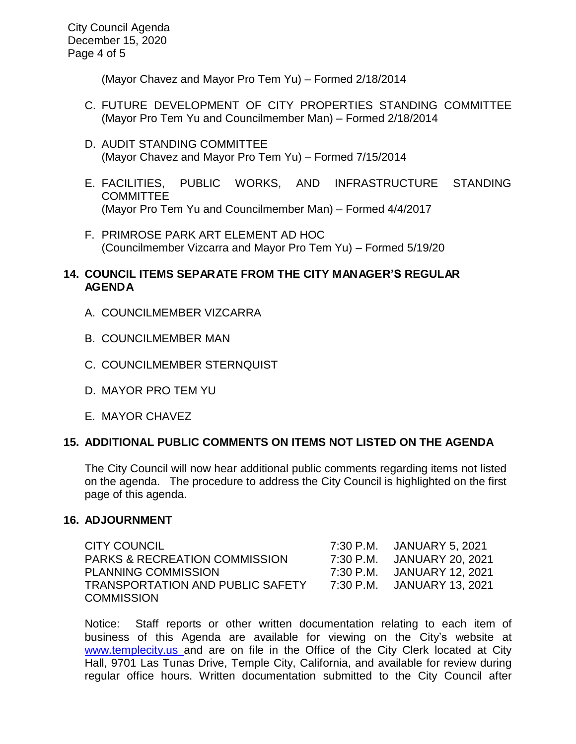(Mayor Chavez and Mayor Pro Tem Yu) – Formed 2/18/2014

C. FUTURE DEVELOPMENT OF CITY PROPERTIES STANDING COMMITTEE (Mayor Pro Tem Yu and Councilmember Man) – Formed 2/18/2014

D. AUDIT STANDING COMMITTEE (Mayor Chavez and Mayor Pro Tem Yu) – Formed 7/15/2014

E. FACILITIES, PUBLIC WORKS, AND INFRASTRUCTURE STANDING COMMITTEE (Mayor Pro Tem Yu and Councilmember Man) – Formed 4/4/2017

F. PRIMROSE PARK ART ELEMENT AD HOC (Councilmember Vizcarra and Mayor Pro Tem Yu) – Formed 5/19/20

**14. COUNCIL ITEMS SEPARATE FROM THE CITY MANAGER'S REGULAR AGENDA**

A. COUNCILMEMBER VIZCARRA

B. COUNCILMEMBER MAN

C. COUNCILMEMBER STERNQUIST

D. MAYOR PRO TEM YU

E. MAYOR CHAVEZ

**15. ADDITIONAL PUBLIC COMMENTS ON ITEMS NOT LISTED ON THE AGENDA**

The City Council will now hear additional public comments regarding items not listed on the agenda. The procedure to address the City Council is highlighted on the first page of this agenda.

**16. ADJOURNMENT**

| | | |
|---|---|---|
| CITY COUNCIL | 7:30 P.M. | JANUARY 5, 2021 |
| PARKS & RECREATION COMMISSION | 7:30 P.M. | JANUARY 20, 2021 |
| PLANNING COMMISSION | 7:30 P.M. | JANUARY 12, 2021 |
| TRANSPORTATION AND PUBLIC SAFETY COMMISSION | 7:30 P.M. | JANUARY 13, 2021 |

Notice: Staff reports or other written documentation relating to each item of business of this Agenda are available for viewing on the City's website at www.templecity.us and are on file in the Office of the City Clerk located at City Hall, 9701 Las Tunas Drive, Temple City, California, and available for review during regular office hours. Written documentation submitted to the City Council after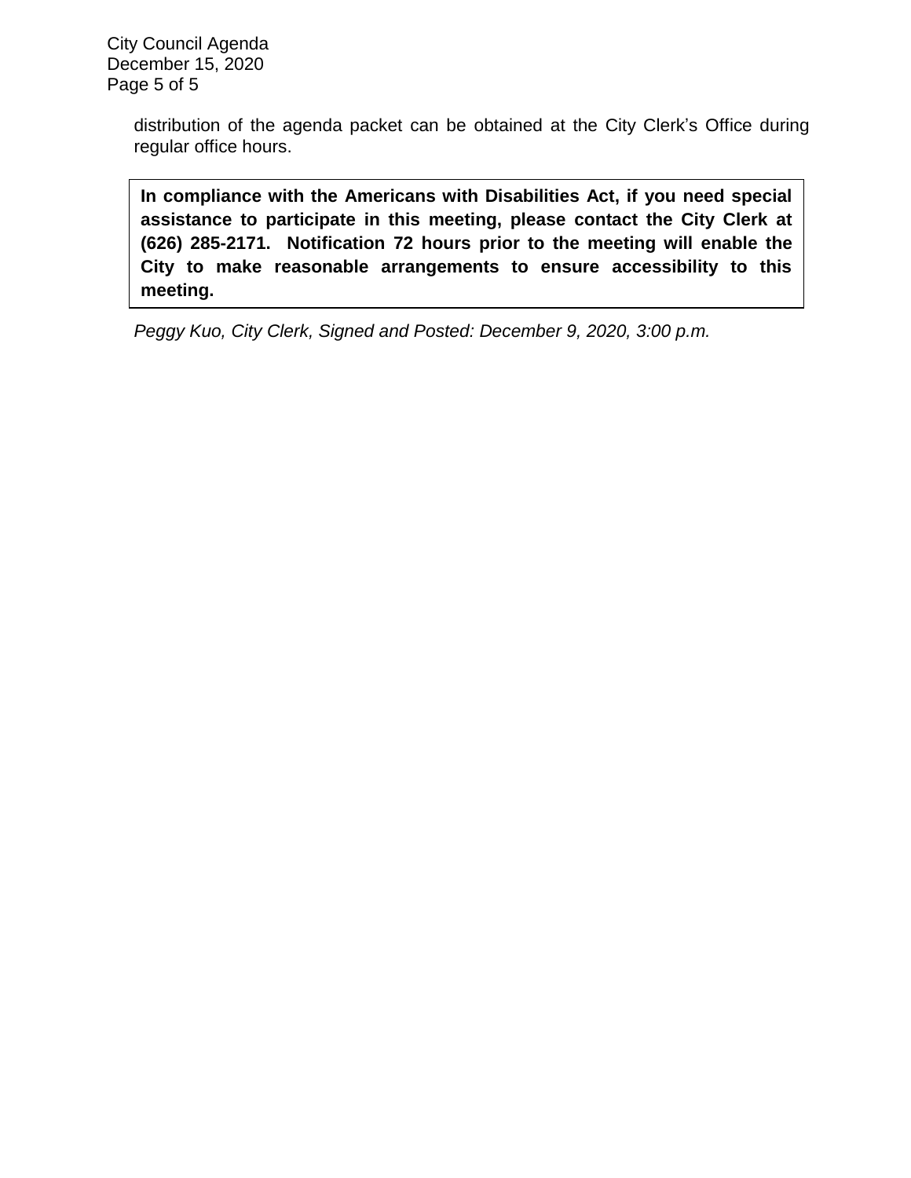distribution of the agenda packet can be obtained at the City Clerk's Office during regular office hours.

**In compliance with the Americans with Disabilities Act, if you need special assistance to participate in this meeting, please contact the City Clerk at (626) 285-2171. Notification 72 hours prior to the meeting will enable the City to make reasonable arrangements to ensure accessibility to this meeting.**

*Peggy Kuo, City Clerk, Signed and Posted: December 9, 2020, 3:00 p.m.*